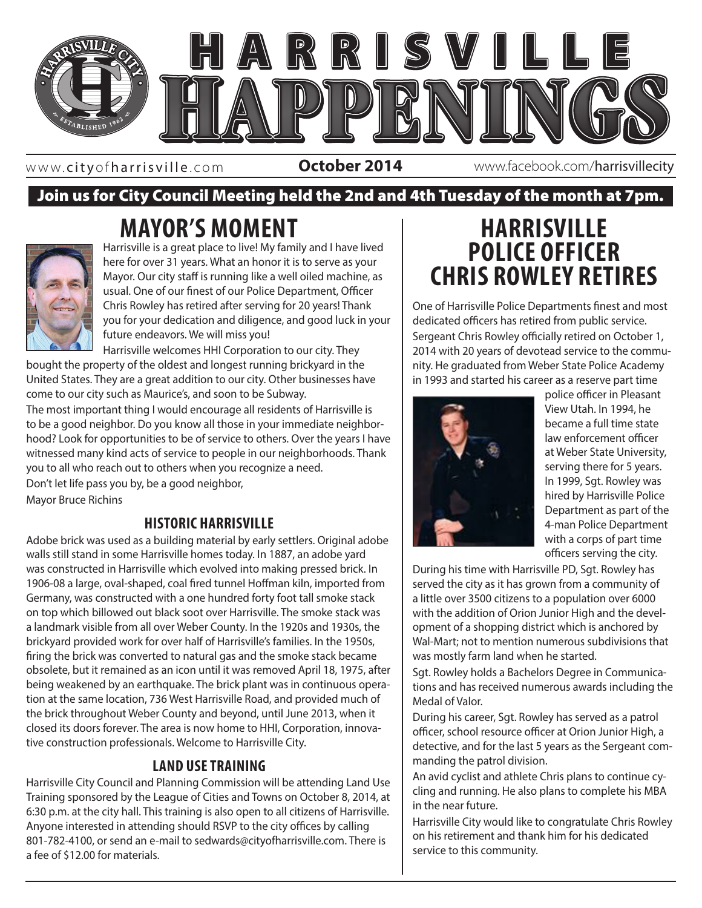# HARRISVILLE HAPPENINGS

www.cityofharrisville.com **October 2014** www.facebook.com/harrisvillecity

**Join us for City Council Meeting held the 2nd and 4th Tuesday of the month at 7pm.**

## MAYOR'S MOMENT

Harrisville is a great place to live! My family and I have lived here for over 31 years. What an honor it is to serve as your Mayor. Our city staff is running like a well oiled machine, as usual. One of our finest of our Police Department, Officer Chris Rowley has retired after serving for 20 years! Thank you for your dedication and diligence, and good luck in your future endeavors. We will miss you!

Harrisville welcomes HHI Corporation to our city. They bought the property of the oldest and longest running brickyard in the United States. They are a great addition to our city. Other businesses have come to our city such as Maurice's, and soon to be Subway.

The most important thing I would encourage all residents of Harrisville is to be a good neighbor. Do you know all those in your immediate neighborhood? Look for opportunities to be of service to others. Over the years I have witnessed many kind acts of service to people in our neighborhoods. Thank you to all who reach out to others when you recognize a need.

Don't let life pass you by, be a good neighbor,

Mayor Bruce Richins

### HISTORIC HARRISVILLE

Adobe brick was used as a building material by early settlers. Original adobe walls still stand in some Harrisville homes today. In 1887, an adobe yard was constructed in Harrisville which evolved into making pressed brick. In 1906-08 a large, oval-shaped, coal fired tunnel Hoffman kiln, imported from Germany, was constructed with a one hundred forty foot tall smoke stack on top which billowed out black soot over Harrisville. The smoke stack was a landmark visible from all over Weber County. In the 1920s and 1930s, the brickyard provided work for over half of Harrisville's families. In the 1950s, firing the brick was converted to natural gas and the smoke stack became obsolete, but it remained as an icon until it was removed April 18, 1975, after being weakened by an earthquake. The brick plant was in continuous operation at the same location, 736 West Harrisville Road, and provided much of the brick throughout Weber County and beyond, until June 2013, when it closed its doors forever. The area is now home to HHI, Corporation, innovative construction professionals. Welcome to Harrisville City.

### LAND USE TRAINING

Harrisville City Council and Planning Commission will be attending Land Use Training sponsored by the League of Cities and Towns on October 8, 2014, at 6:30 p.m. at the city hall. This training is also open to all citizens of Harrisville. Anyone interested in attending should RSVP to the city offices by calling 801-782-4100, or send an e-mail to sedwards@cityofharrisville.com. There is a fee of $12.00 for materials.

## HARRISVILLE POLICE OFFICER CHRIS ROWLEY RETIRES

One of Harrisville Police Departments finest and most dedicated officers has retired from public service. Sergeant Chris Rowley officially retired on October 1, 2014 with 20 years of devotead service to the community. He graduated from Weber State Police Academy in 1993 and started his career as a reserve part time police officer in Pleasant View Utah. In 1994, he became a full time state law enforcement officer at Weber State University, serving there for 5 years. In 1999, Sgt. Rowley was hired by Harrisville Police Department as part of the 4-man Police Department with a corps of part time officers serving the city.

During his time with Harrisville PD, Sgt. Rowley has served the city as it has grown from a community of a little over 3500 citizens to a population over 6000 with the addition of Orion Junior High and the development of a shopping district which is anchored by Wal-Mart; not to mention numerous subdivisions that was mostly farm land when he started.

Sgt. Rowley holds a Bachelors Degree in Communications and has received numerous awards including the Medal of Valor.

During his career, Sgt. Rowley has served as a patrol officer, school resource officer at Orion Junior High, a detective, and for the last 5 years as the Sergeant commanding the patrol division.

An avid cyclist and athlete Chris plans to continue cycling and running. He also plans to complete his MBA in the near future.

Harrisville City would like to congratulate Chris Rowley on his retirement and thank him for his dedicated service to this community.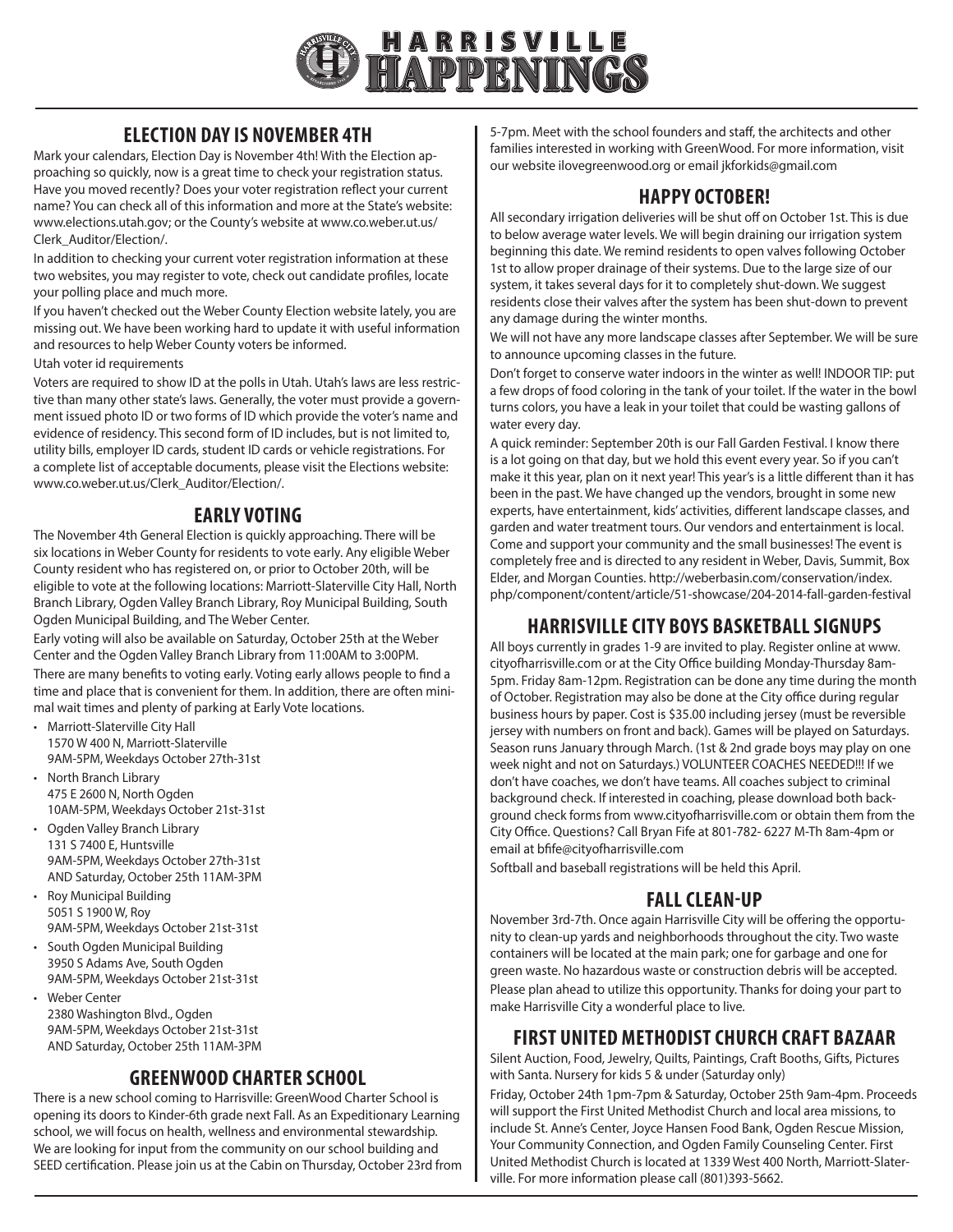# HARRISVILLE HAPPENINGS

## ELECTION DAY IS NOVEMBER 4TH

Mark your calendars, Election Day is November 4th! With the Election approaching so quickly, now is a great time to check your registration status. Have you moved recently? Does your voter registration reflect your current name? You can check all of this information and more at the State's website: www.elections.utah.gov; or the County's website at www.co.weber.ut.us/Clerk_Auditor/Election/.

In addition to checking your current voter registration information at these two websites, you may register to vote, check out candidate profiles, locate your polling place and much more.

If you haven't checked out the Weber County Election website lately, you are missing out. We have been working hard to update it with useful information and resources to help Weber County voters be informed.

Utah voter id requirements

Voters are required to show ID at the polls in Utah. Utah's laws are less restrictive than many other state's laws. Generally, the voter must provide a government issued photo ID or two forms of ID which provide the voter's name and evidence of residency. This second form of ID includes, but is not limited to, utility bills, employer ID cards, student ID cards or vehicle registrations. For a complete list of acceptable documents, please visit the Elections website: www.co.weber.ut.us/Clerk_Auditor/Election/.

## EARLY VOTING

The November 4th General Election is quickly approaching. There will be six locations in Weber County for residents to vote early. Any eligible Weber County resident who has registered on, or prior to October 20th, will be eligible to vote at the following locations: Marriott-Slaterville City Hall, North Branch Library, Ogden Valley Branch Library, Roy Municipal Building, South Ogden Municipal Building, and The Weber Center.

Early voting will also be available on Saturday, October 25th at the Weber Center and the Ogden Valley Branch Library from 11:00AM to 3:00PM.

There are many benefits to voting early. Voting early allows people to find a time and place that is convenient for them. In addition, there are often minimal wait times and plenty of parking at Early Vote locations.

- Marriott-Slaterville City Hall
  1570 W 400 N, Marriott-Slaterville
  9AM-5PM, Weekdays October 27th-31st
- North Branch Library
  475 E 2600 N, North Ogden
  10AM-5PM, Weekdays October 21st-31st
- Ogden Valley Branch Library
  131 S 7400 E, Huntsville
  9AM-5PM, Weekdays October 27th-31st
  AND Saturday, October 25th 11AM-3PM
- Roy Municipal Building
  5051 S 1900 W, Roy
  9AM-5PM, Weekdays October 21st-31st
- South Ogden Municipal Building
  3950 S Adams Ave, South Ogden
  9AM-5PM, Weekdays October 21st-31st
- Weber Center
  2380 Washington Blvd., Ogden
  9AM-5PM, Weekdays October 21st-31st
  AND Saturday, October 25th 11AM-3PM

## GREENWOOD CHARTER SCHOOL

There is a new school coming to Harrisville: GreenWood Charter School is opening its doors to Kinder-6th grade next Fall. As an Expeditionary Learning school, we will focus on health, wellness and environmental stewardship. We are looking for input from the community on our school building and SEED certification. Please join us at the Cabin on Thursday, October 23rd from 5-7pm. Meet with the school founders and staff, the architects and other families interested in working with GreenWood. For more information, visit our website ilovegreenwood.org or email jkforkids@gmail.com

## HAPPY OCTOBER!

All secondary irrigation deliveries will be shut off on October 1st. This is due to below average water levels. We will begin draining our irrigation system beginning this date. We remind residents to open valves following October 1st to allow proper drainage of their systems. Due to the large size of our system, it takes several days for it to completely shut-down. We suggest residents close their valves after the system has been shut-down to prevent any damage during the winter months.

We will not have any more landscape classes after September. We will be sure to announce upcoming classes in the future.

Don't forget to conserve water indoors in the winter as well! INDOOR TIP: put a few drops of food coloring in the tank of your toilet. If the water in the bowl turns colors, you have a leak in your toilet that could be wasting gallons of water every day.

A quick reminder: September 20th is our Fall Garden Festival. I know there is a lot going on that day, but we hold this event every year. So if you can't make it this year, plan on it next year! This year's is a little different than it has been in the past. We have changed up the vendors, brought in some new experts, have entertainment, kids' activities, different landscape classes, and garden and water treatment tours. Our vendors and entertainment is local. Come and support your community and the small businesses! The event is completely free and is directed to any resident in Weber, Davis, Summit, Box Elder, and Morgan Counties. http://weberbasin.com/conservation/index.php/component/content/article/51-showcase/204-2014-fall-garden-festival

## HARRISVILLE CITY BOYS BASKETBALL SIGNUPS

All boys currently in grades 1-9 are invited to play. Register online at www.cityofharrisville.com or at the City Office building Monday-Thursday 8am-5pm. Friday 8am-12pm. Registration can be done any time during the month of October. Registration may also be done at the City office during regular business hours by paper. Cost is $35.00 including jersey (must be reversible jersey with numbers on front and back). Games will be played on Saturdays. Season runs January through March. (1st & 2nd grade boys may play on one week night and not on Saturdays.) VOLUNTEER COACHES NEEDED!!! If we don't have coaches, we don't have teams. All coaches subject to criminal background check. If interested in coaching, please download both background check forms from www.cityofharrisville.com or obtain them from the City Office. Questions? Call Bryan Fife at 801-782- 6227 M-Th 8am-4pm or email at bfife@cityofharrisville.com

Softball and baseball registrations will be held this April.

## FALL CLEAN-UP

November 3rd-7th. Once again Harrisville City will be offering the opportunity to clean-up yards and neighborhoods throughout the city. Two waste containers will be located at the main park; one for garbage and one for green waste. No hazardous waste or construction debris will be accepted. Please plan ahead to utilize this opportunity. Thanks for doing your part to make Harrisville City a wonderful place to live.

## FIRST UNITED METHODIST CHURCH CRAFT BAZAAR

Silent Auction, Food, Jewelry, Quilts, Paintings, Craft Booths, Gifts, Pictures with Santa. Nursery for kids 5 & under (Saturday only)

Friday, October 24th 1pm-7pm & Saturday, October 25th 9am-4pm. Proceeds will support the First United Methodist Church and local area missions, to include St. Anne's Center, Joyce Hansen Food Bank, Ogden Rescue Mission, Your Community Connection, and Ogden Family Counseling Center. First United Methodist Church is located at 1339 West 400 North, Marriott-Slaterville. For more information please call (801)393-5662.